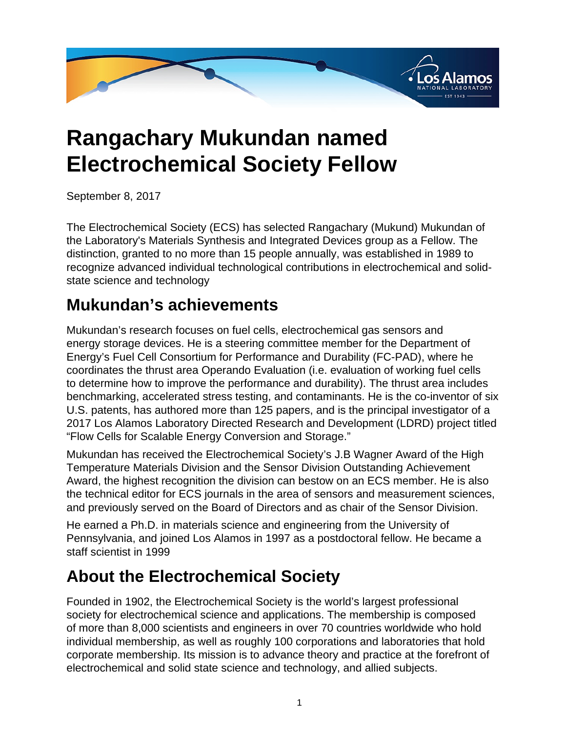# Rangachary Mukundan named Electrochemical Society Fellow

September 8, 2017

The Electrochemical Society (ECS) has selected Rangachary (Mukund) Mukundan of the Laboratory's Materials Synthesis and Integrated Devices group as a Fellow. The distinction, granted to no more than 15 people annually, was established in 1989 to recognize advanced individual technological contributions in electrochemical and solid-state science and technology

## Mukundan's achievements

Mukundan's research focuses on fuel cells, electrochemical gas sensors and energy storage devices. He is a steering committee member for the Department of Energy's Fuel Cell Consortium for Performance and Durability (FC-PAD), where he coordinates the thrust area Operando Evaluation (i.e. evaluation of working fuel cells to determine how to improve the performance and durability). The thrust area includes benchmarking, accelerated stress testing, and contaminants. He is the co-inventor of six U.S. patents, has authored more than 125 papers, and is the principal investigator of a 2017 Los Alamos Laboratory Directed Research and Development (LDRD) project titled "Flow Cells for Scalable Energy Conversion and Storage."

Mukundan has received the Electrochemical Society's J.B Wagner Award of the High Temperature Materials Division and the Sensor Division Outstanding Achievement Award, the highest recognition the division can bestow on an ECS member. He is also the technical editor for ECS journals in the area of sensors and measurement sciences, and previously served on the Board of Directors and as chair of the Sensor Division.

He earned a Ph.D. in materials science and engineering from the University of Pennsylvania, and joined Los Alamos in 1997 as a postdoctoral fellow. He became a staff scientist in 1999

## About the Electrochemical Society

Founded in 1902, the Electrochemical Society is the world's largest professional society for electrochemical science and applications. The membership is composed of more than 8,000 scientists and engineers in over 70 countries worldwide who hold individual membership, as well as roughly 100 corporations and laboratories that hold corporate membership. Its mission is to advance theory and practice at the forefront of electrochemical and solid state science and technology, and allied subjects.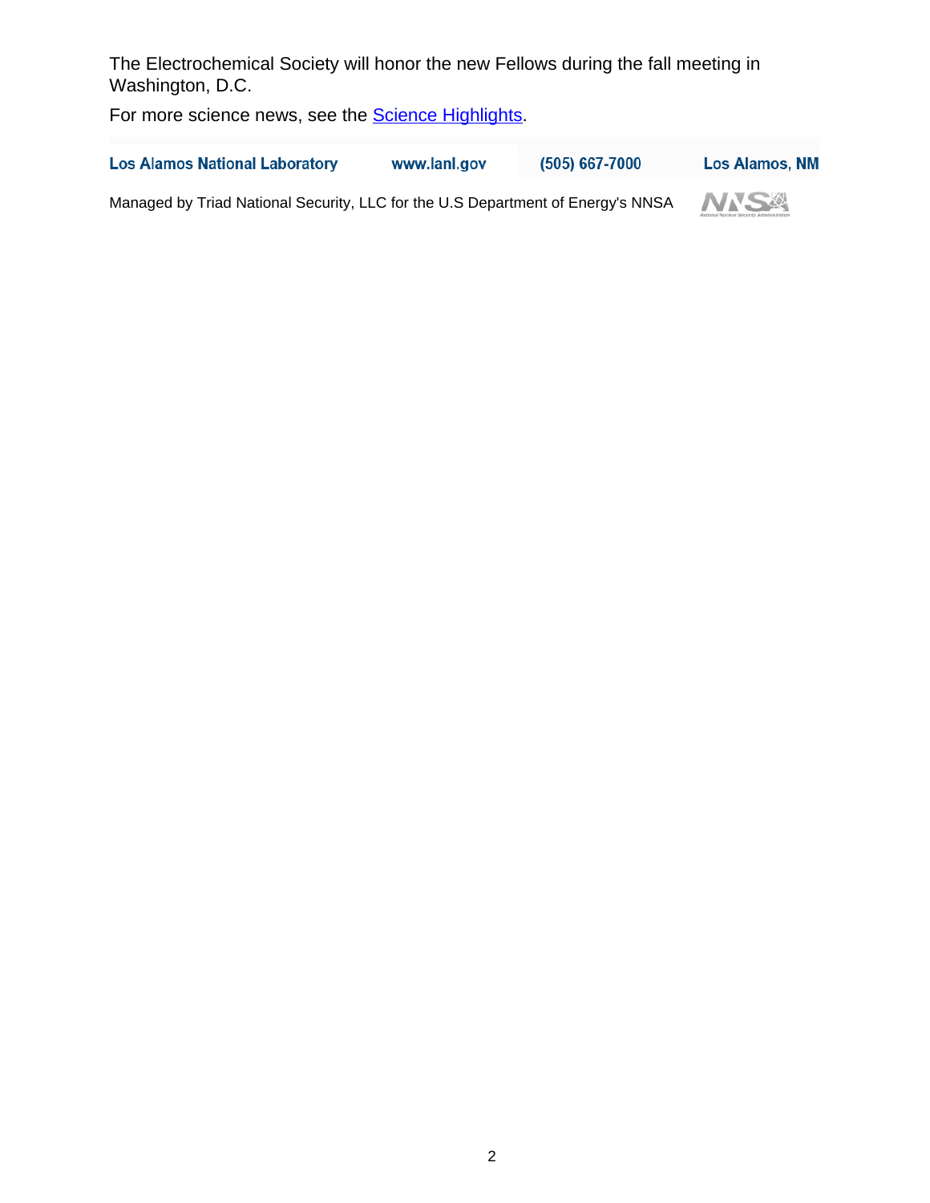The Electrochemical Society will honor the new Fellows during the fall meeting in Washington, D.C.

For more science news, see the [Science Highlights](#).

| | | | |
|---|---|---|---|
| **Los Alamos National Laboratory** | **www.lanl.gov** | **(505) 667-7000** | **Los Alamos, NM** |

Managed by Triad National Security, LLC for the U.S Department of Energy's NNSA